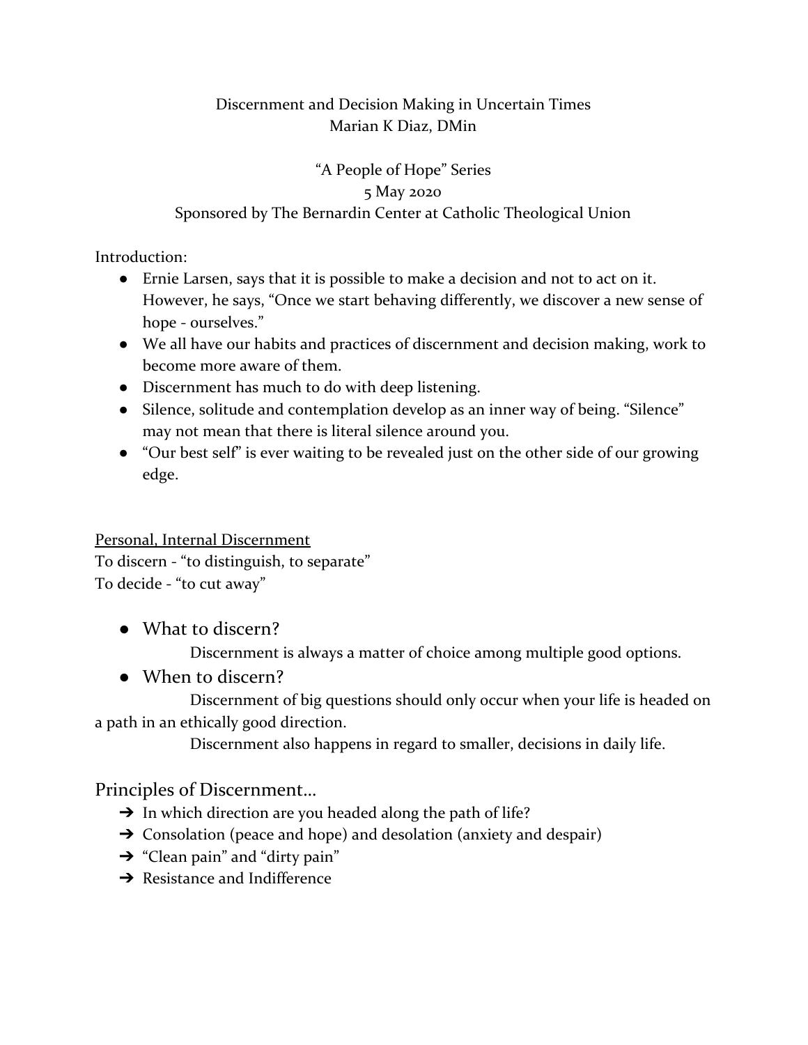Discernment and Decision Making in Uncertain Times
Marian K Diaz, DMin

"A People of Hope" Series
5 May 2020
Sponsored by The Bernardin Center at Catholic Theological Union

Introduction:

- Ernie Larsen, says that it is possible to make a decision and not to act on it. However, he says, "Once we start behaving differently, we discover a new sense of hope - ourselves."
- We all have our habits and practices of discernment and decision making, work to become more aware of them.
- Discernment has much to do with deep listening.
- Silence, solitude and contemplation develop as an inner way of being. "Silence" may not mean that there is literal silence around you.
- "Our best self" is ever waiting to be revealed just on the other side of our growing edge.

<u>Personal, Internal Discernment</u>

To discern - "to distinguish, to separate"
To decide - "to cut away"

- What to discern?

    Discernment is always a matter of choice among multiple good options.

- When to discern?

    Discernment of big questions should only occur when your life is headed on a path in an ethically good direction.

    Discernment also happens in regard to smaller, decisions in daily life.

## Principles of Discernment...

- ➔ In which direction are you headed along the path of life?
- ➔ Consolation (peace and hope) and desolation (anxiety and despair)
- ➔ "Clean pain" and "dirty pain"
- ➔ Resistance and Indifference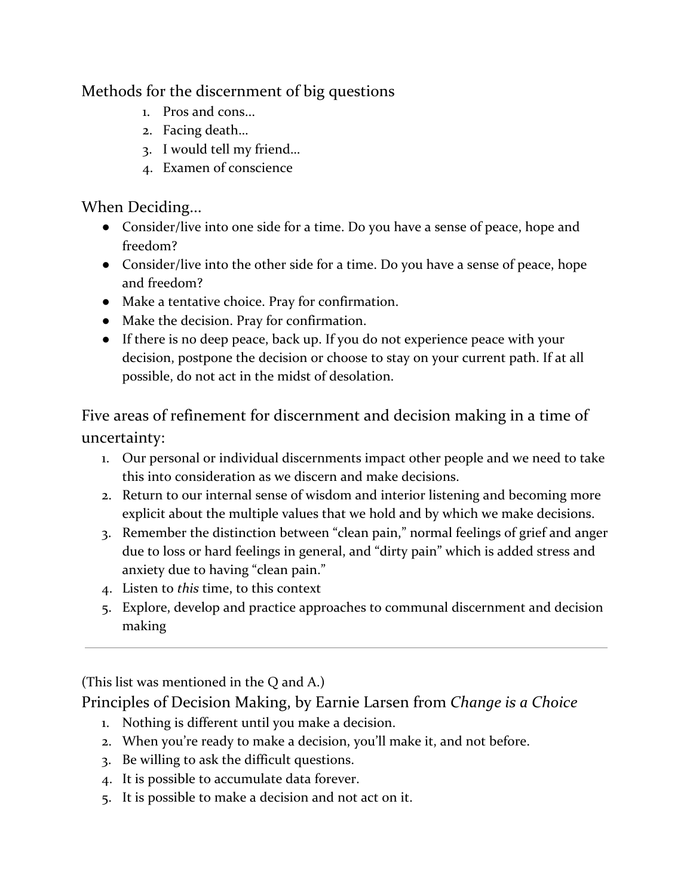## Methods for the discernment of big questions

1. Pros and cons…
2. Facing death…
3. I would tell my friend…
4. Examen of conscience

## When Deciding…

- Consider/live into one side for a time. Do you have a sense of peace, hope and freedom?
- Consider/live into the other side for a time. Do you have a sense of peace, hope and freedom?
- Make a tentative choice. Pray for confirmation.
- Make the decision. Pray for confirmation.
- If there is no deep peace, back up. If you do not experience peace with your decision, postpone the decision or choose to stay on your current path. If at all possible, do not act in the midst of desolation.

## Five areas of refinement for discernment and decision making in a time of uncertainty:

1. Our personal or individual discernments impact other people and we need to take this into consideration as we discern and make decisions.
2. Return to our internal sense of wisdom and interior listening and becoming more explicit about the multiple values that we hold and by which we make decisions.
3. Remember the distinction between "clean pain," normal feelings of grief and anger due to loss or hard feelings in general, and "dirty pain" which is added stress and anxiety due to having "clean pain."
4. Listen to *this* time, to this context
5. Explore, develop and practice approaches to communal discernment and decision making

---

(This list was mentioned in the Q and A.)

## Principles of Decision Making, by Earnie Larsen from *Change is a Choice*

1. Nothing is different until you make a decision.
2. When you're ready to make a decision, you'll make it, and not before.
3. Be willing to ask the difficult questions.
4. It is possible to accumulate data forever.
5. It is possible to make a decision and not act on it.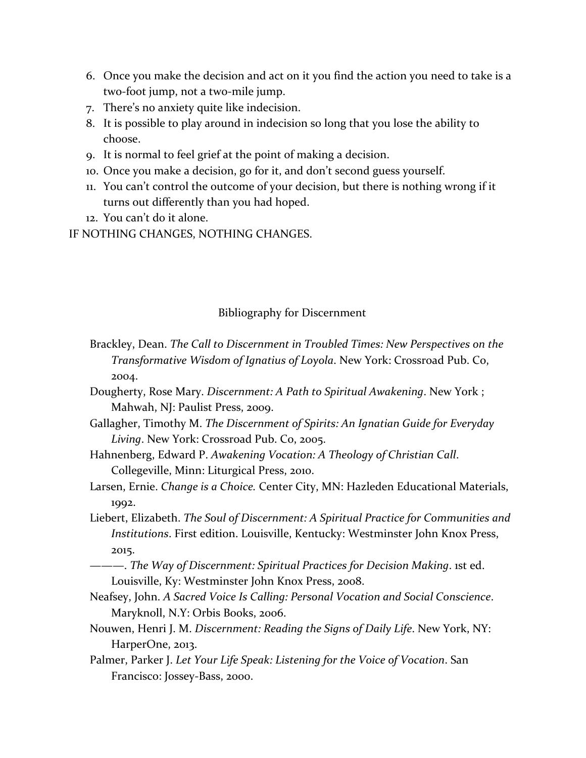6. Once you make the decision and act on it you find the action you need to take is a two-foot jump, not a two-mile jump.
7. There's no anxiety quite like indecision.
8. It is possible to play around in indecision so long that you lose the ability to choose.
9. It is normal to feel grief at the point of making a decision.
10. Once you make a decision, go for it, and don't second guess yourself.
11. You can't control the outcome of your decision, but there is nothing wrong if it turns out differently than you had hoped.
12. You can't do it alone.

IF NOTHING CHANGES, NOTHING CHANGES.

## Bibliography for Discernment

Brackley, Dean. *The Call to Discernment in Troubled Times: New Perspectives on the Transformative Wisdom of Ignatius of Loyola*. New York: Crossroad Pub. Co, 2004.

Dougherty, Rose Mary. *Discernment: A Path to Spiritual Awakening*. New York ; Mahwah, NJ: Paulist Press, 2009.

Gallagher, Timothy M. *The Discernment of Spirits: An Ignatian Guide for Everyday Living*. New York: Crossroad Pub. Co, 2005.

Hahnenberg, Edward P. *Awakening Vocation: A Theology of Christian Call*. Collegeville, Minn: Liturgical Press, 2010.

Larsen, Ernie. *Change is a Choice.* Center City, MN: Hazleden Educational Materials, 1992.

Liebert, Elizabeth. *The Soul of Discernment: A Spiritual Practice for Communities and Institutions*. First edition. Louisville, Kentucky: Westminster John Knox Press, 2015.

———. *The Way of Discernment: Spiritual Practices for Decision Making*. 1st ed. Louisville, Ky: Westminster John Knox Press, 2008.

Neafsey, John. *A Sacred Voice Is Calling: Personal Vocation and Social Conscience*. Maryknoll, N.Y: Orbis Books, 2006.

Nouwen, Henri J. M. *Discernment: Reading the Signs of Daily Life*. New York, NY: HarperOne, 2013.

Palmer, Parker J. *Let Your Life Speak: Listening for the Voice of Vocation*. San Francisco: Jossey-Bass, 2000.